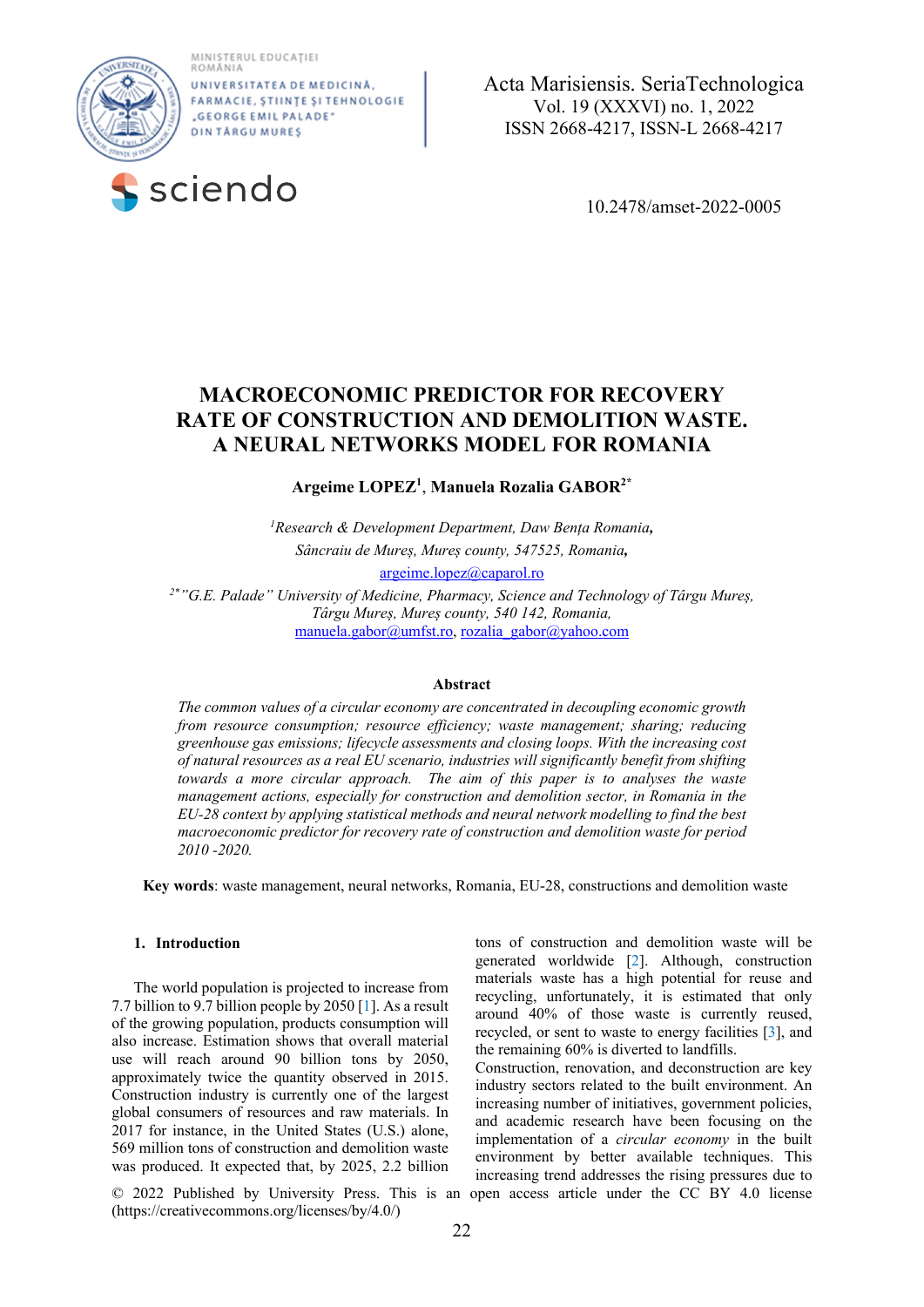Acta Marisiensis. SeriaTechnologica
Vol. 19 (XXXVI) no. 1, 2022
ISSN 2668-4217, ISSN-L 2668-4217

10.2478/amset-2022-0005

# MACROECONOMIC PREDICTOR FOR RECOVERY RATE OF CONSTRUCTION AND DEMOLITION WASTE. A NEURAL NETWORKS MODEL FOR ROMANIA

**Argeime LOPEZ[1], Manuela Rozalia GABOR[2*]**

[1]*Research & Development Department, Daw Bența Romania, Sâncraiu de Mureș, Mureș county, 547525, Romania,*
argeime.lopez@caparol.ro

[2*]*"G.E. Palade" University of Medicine, Pharmacy, Science and Technology of Târgu Mureș, Târgu Mureș, Mureș county, 540 142, Romania,*
manuela.gabor@umfst.ro, rozalia_gabor@yahoo.com

### Abstract

*The common values of a circular economy are concentrated in decoupling economic growth from resource consumption; resource efficiency; waste management; sharing; reducing greenhouse gas emissions; lifecycle assessments and closing loops. With the increasing cost of natural resources as a real EU scenario, industries will significantly benefit from shifting towards a more circular approach. The aim of this paper is to analyses the waste management actions, especially for construction and demolition sector, in Romania in the EU-28 context by applying statistical methods and neural network modelling to find the best macroeconomic predictor for recovery rate of construction and demolition waste for period 2010 -2020.*

**Key words**: waste management, neural networks, Romania, EU-28, constructions and demolition waste

## 1. Introduction

The world population is projected to increase from 7.7 billion to 9.7 billion people by 2050 [1]. As a result of the growing population, products consumption will also increase. Estimation shows that overall material use will reach around 90 billion tons by 2050, approximately twice the quantity observed in 2015. Construction industry is currently one of the largest global consumers of resources and raw materials. In 2017 for instance, in the United States (U.S.) alone, 569 million tons of construction and demolition waste was produced. It expected that, by 2025, 2.2 billion tons of construction and demolition waste will be generated worldwide [2]. Although, construction materials waste has a high potential for reuse and recycling, unfortunately, it is estimated that only around 40% of those waste is currently reused, recycled, or sent to waste to energy facilities [3], and the remaining 60% is diverted to landfills.

Construction, renovation, and deconstruction are key industry sectors related to the built environment. An increasing number of initiatives, government policies, and academic research have been focusing on the implementation of a *circular economy* in the built environment by better available techniques. This increasing trend addresses the rising pressures due to

© 2022 Published by University Press. This is an open access article under the CC BY 4.0 license (https://creativecommons.org/licenses/by/4.0/)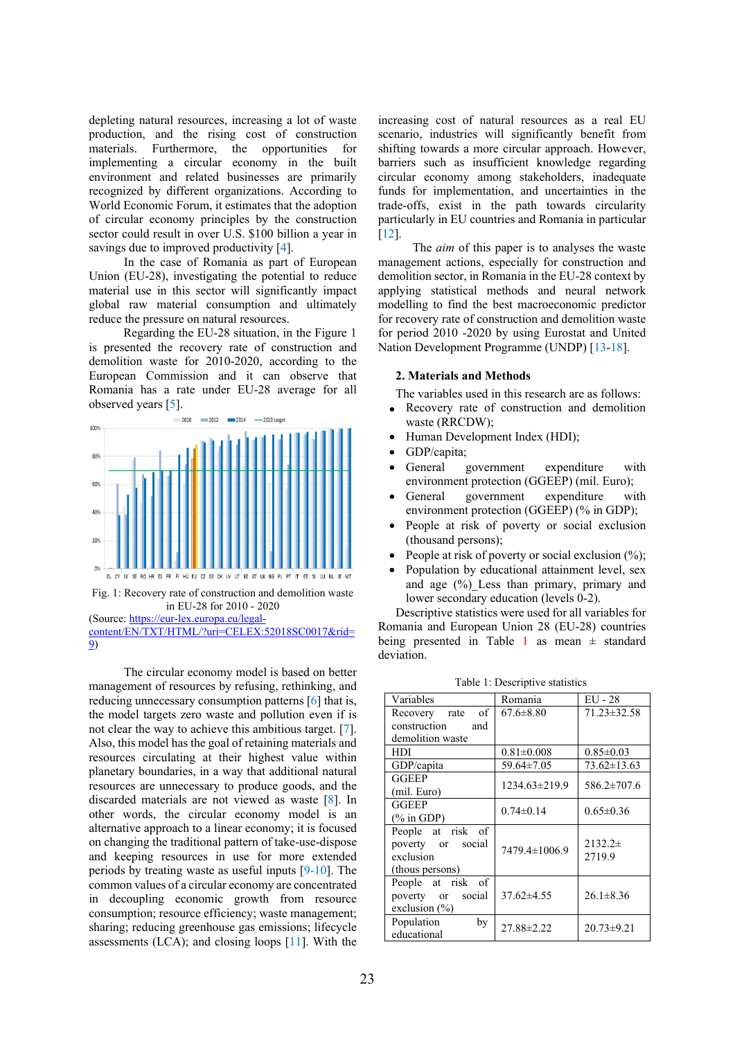depleting natural resources, increasing a lot of waste production, and the rising cost of construction materials. Furthermore, the opportunities for implementing a circular economy in the built environment and related businesses are primarily recognized by different organizations. According to World Economic Forum, it estimates that the adoption of circular economy principles by the construction sector could result in over U.S. $100 billion a year in savings due to improved productivity [4].

In the case of Romania as part of European Union (EU-28), investigating the potential to reduce material use in this sector will significantly impact global raw material consumption and ultimately reduce the pressure on natural resources.

Regarding the EU-28 situation, in the Figure 1 is presented the recovery rate of construction and demolition waste for 2010-2020, according to the European Commission and it can observe that Romania has a rate under EU-28 average for all observed years [5].

Fig. 1: Recovery rate of construction and demolition waste in EU-28 for 2010 - 2020

(Source: https://eur-lex.europa.eu/legal-content/EN/TXT/HTML/?uri=CELEX:52018SC0017&rid=9)

The circular economy model is based on better management of resources by refusing, rethinking, and reducing unnecessary consumption patterns [6] that is, the model targets zero waste and pollution even if is not clear the way to achieve this ambitious target. [7]. Also, this model has the goal of retaining materials and resources circulating at their highest value within planetary boundaries, in a way that additional natural resources are unnecessary to produce goods, and the discarded materials are not viewed as waste [8]. In other words, the circular economy model is an alternative approach to a linear economy; it is focused on changing the traditional pattern of take-use-dispose and keeping resources in use for more extended periods by treating waste as useful inputs [9-10]. The common values of a circular economy are concentrated in decoupling economic growth from resource consumption; resource efficiency; waste management; sharing; reducing greenhouse gas emissions; lifecycle assessments (LCA); and closing loops [11]. With the increasing cost of natural resources as a real EU scenario, industries will significantly benefit from shifting towards a more circular approach. However, barriers such as insufficient knowledge regarding circular economy among stakeholders, inadequate funds for implementation, and uncertainties in the trade-offs, exist in the path towards circularity particularly in EU countries and Romania in particular [12].

The *aim* of this paper is to analyses the waste management actions, especially for construction and demolition sector, in Romania in the EU-28 context by applying statistical methods and neural network modelling to find the best macroeconomic predictor for recovery rate of construction and demolition waste for period 2010 -2020 by using Eurostat and United Nation Development Programme (UNDP) [13-18].

## 2. Materials and Methods

The variables used in this research are as follows:

- Recovery rate of construction and demolition waste (RRCDW);
- Human Development Index (HDI);
- GDP/capita;
- General government expenditure with environment protection (GGEEP) (mil. Euro);
- General government expenditure with environment protection (GGEEP) (% in GDP);
- People at risk of poverty or social exclusion (thousand persons);
- People at risk of poverty or social exclusion (%);
- Population by educational attainment level, sex and age (%)_Less than primary, primary and lower secondary education (levels 0-2).

Descriptive statistics were used for all variables for Romania and European Union 28 (EU-28) countries being presented in Table 1 as mean ± standard deviation.

Table 1: Descriptive statistics

| Variables | Romania | EU - 28 |
|---|---|---|
| Recovery rate of construction and demolition waste | 67.6±8.80 | 71.23±32.58 |
| HDI | 0.81±0.008 | 0.85±0.03 |
| GDP/capita | 59.64±7.05 | 73.62±13.63 |
| GGEEP (mil. Euro) | 1234.63±219.9 | 586.2±707.6 |
| GGEEP (% in GDP) | 0.74±0.14 | 0.65±0.36 |
| People at risk of poverty or social exclusion (thous persons) | 7479.4±1006.9 | 2132.2± 2719.9 |
| People at risk of poverty or social exclusion (%) | 37.62±4.55 | 26.1±8.36 |
| Population by educational | 27.88±2.22 | 20.73±9.21 |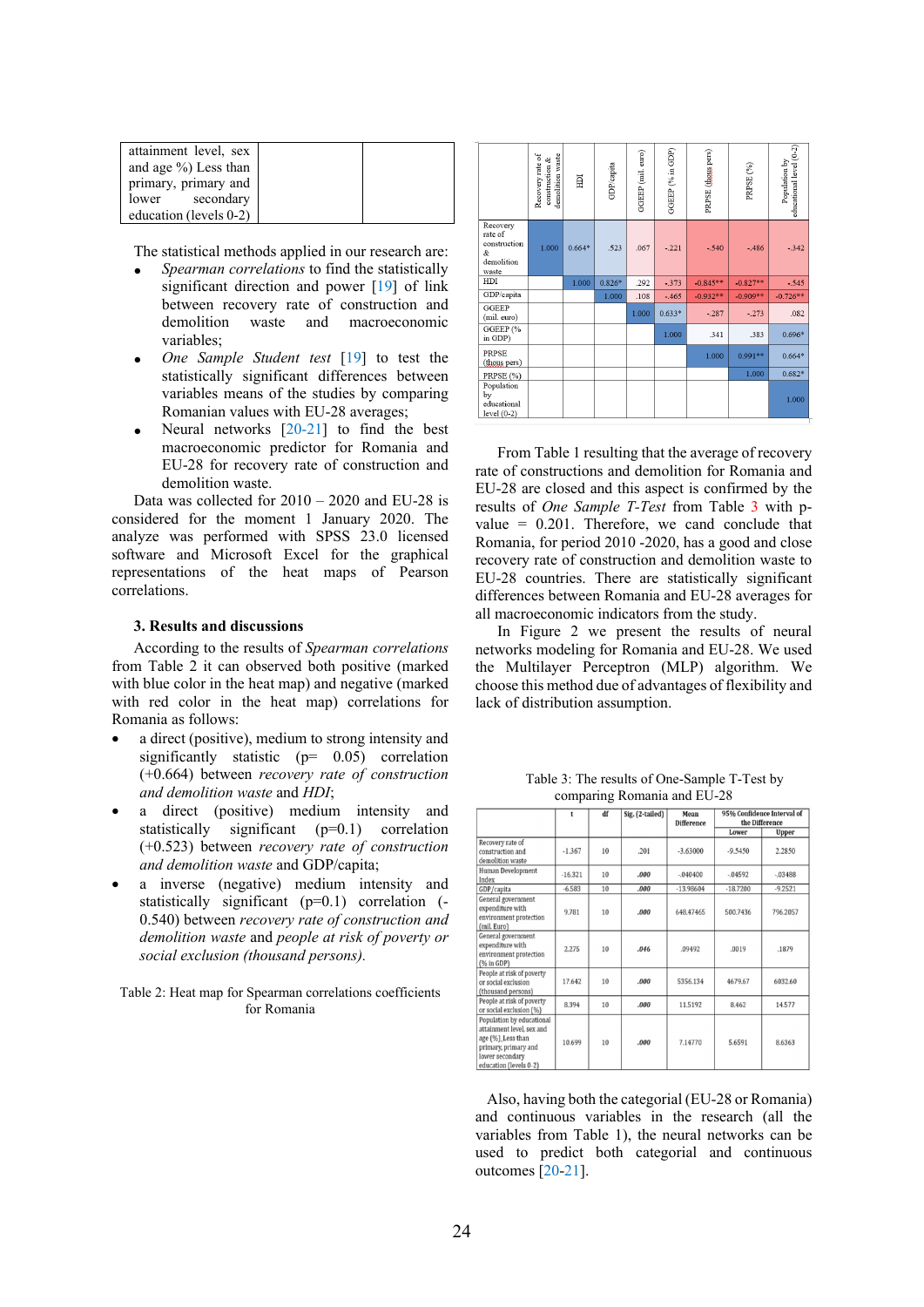| attainment level, sex and age %) Less than primary, primary and lower secondary education (levels 0-2) | | |
|---|---|---|

The statistical methods applied in our research are:

- *Spearman correlations* to find the statistically significant direction and power [19] of link between recovery rate of construction and demolition waste and macroeconomic variables;
- *One Sample Student test* [19] to test the statistically significant differences between variables means of the studies by comparing Romanian values with EU-28 averages;
- Neural networks [20-21] to find the best macroeconomic predictor for Romania and EU-28 for recovery rate of construction and demolition waste.

Data was collected for 2010 – 2020 and EU-28 is considered for the moment 1 January 2020. The analyze was performed with SPSS 23.0 licensed software and Microsoft Excel for the graphical representations of the heat maps of Pearson correlations.

### 3. Results and discussions

According to the results of *Spearman correlations* from Table 2 it can observed both positive (marked with blue color in the heat map) and negative (marked with red color in the heat map) correlations for Romania as follows:

- a direct (positive), medium to strong intensity and significantly statistic (p= 0.05) correlation (+0.664) between *recovery rate of construction and demolition waste* and *HDI*;
- a direct (positive) medium intensity and statistically significant (p=0.1) correlation (+0.523) between *recovery rate of construction and demolition waste* and GDP/capita;
- a inverse (negative) medium intensity and statistically significant (p=0.1) correlation (-0.540) between *recovery rate of construction and demolition waste* and *people at risk of poverty or social exclusion (thousand persons).*

Table 2: Heat map for Spearman correlations coefficients for Romania

| | Recovery rate of construction & demolition waste | HDI | GDP/capita | GGEEP (mil. euro) | GGEEP (% in GDP) | PRPSE (thous pers) | PRPSE (%) | Population by educational level (0-2) |
|---|---|---|---|---|---|---|---|---|
| Recovery rate of construction & demolition waste | 1.000 | 0.664* | .523 | .067 | -.221 | -.540 | -.486 | -.342 |
| HDI | | 1.000 | 0.826* | .292 | -.373 | -0.845** | -0.827** | -.545 |
| GDP/capita | | | 1.000 | .108 | -.465 | -0.932** | -0.909** | -0.726** |
| GGEEP (mil. euro) | | | | 1.000 | 0.633* | -.287 | -.273 | .082 |
| GGEEP (% in GDP) | | | | | 1.000 | .341 | .383 | 0.696* |
| PRPSE (thous pers) | | | | | | 1.000 | 0.991** | 0.664* |
| PRPSE (%) | | | | | | | 1.000 | 0.682* |
| Population by educational level (0-2) | | | | | | | | 1.000 |

From Table 1 resulting that the average of recovery rate of constructions and demolition for Romania and EU-28 are closed and this aspect is confirmed by the results of *One Sample T-Test* from Table 3 with p-value = 0.201. Therefore, we cand conclude that Romania, for period 2010 -2020, has a good and close recovery rate of construction and demolition waste to EU-28 countries. There are statistically significant differences between Romania and EU-28 averages for all macroeconomic indicators from the study.

In Figure 2 we present the results of neural networks modeling for Romania and EU-28. We used the Multilayer Perceptron (MLP) algorithm. We choose this method due of advantages of flexibility and lack of distribution assumption.

Table 3: The results of One-Sample T-Test by comparing Romania and EU-28

| | t | df | Sig. (2-tailed) | Mean Difference | 95% Confidence Interval of the Difference | |
|---|---|---|---|---|---|---|
| | | | | | Lower | Upper |
| Recovery rate of construction and demolition waste | -1.367 | 10 | .201 | -3.63000 | -9.5450 | 2.2850 |
| Human Development Index | -16.321 | 10 | *.000* | -.040400 | -.04592 | -.03488 |
| GDP/capita | -6.583 | 10 | *.000* | -13.98604 | -18.7200 | -9.2521 |
| General government expenditure with environment protection (mil. Euro) | 9.781 | 10 | *.000* | 648.47465 | 500.7436 | 796.2057 |
| General government expenditure with environment protection (% in GDP) | 2.275 | 10 | *.046* | .09492 | .0019 | .1879 |
| People at risk of poverty or social exclusion (thousand persons) | 17.642 | 10 | *.000* | 5356.134 | 4679.67 | 6032.60 |
| People at risk of poverty or social exclusion (%) | 8.394 | 10 | *.000* | 11.5192 | 8.462 | 14.577 |
| Population by educational attainment level, sex and age (%) Less than primary, primary and lower secondary education (levels 0-2) | 10.699 | 10 | *.000* | 7.14770 | 5.6591 | 8.6363 |

Also, having both the categorial (EU-28 or Romania) and continuous variables in the research (all the variables from Table 1), the neural networks can be used to predict both categorial and continuous outcomes [20-21].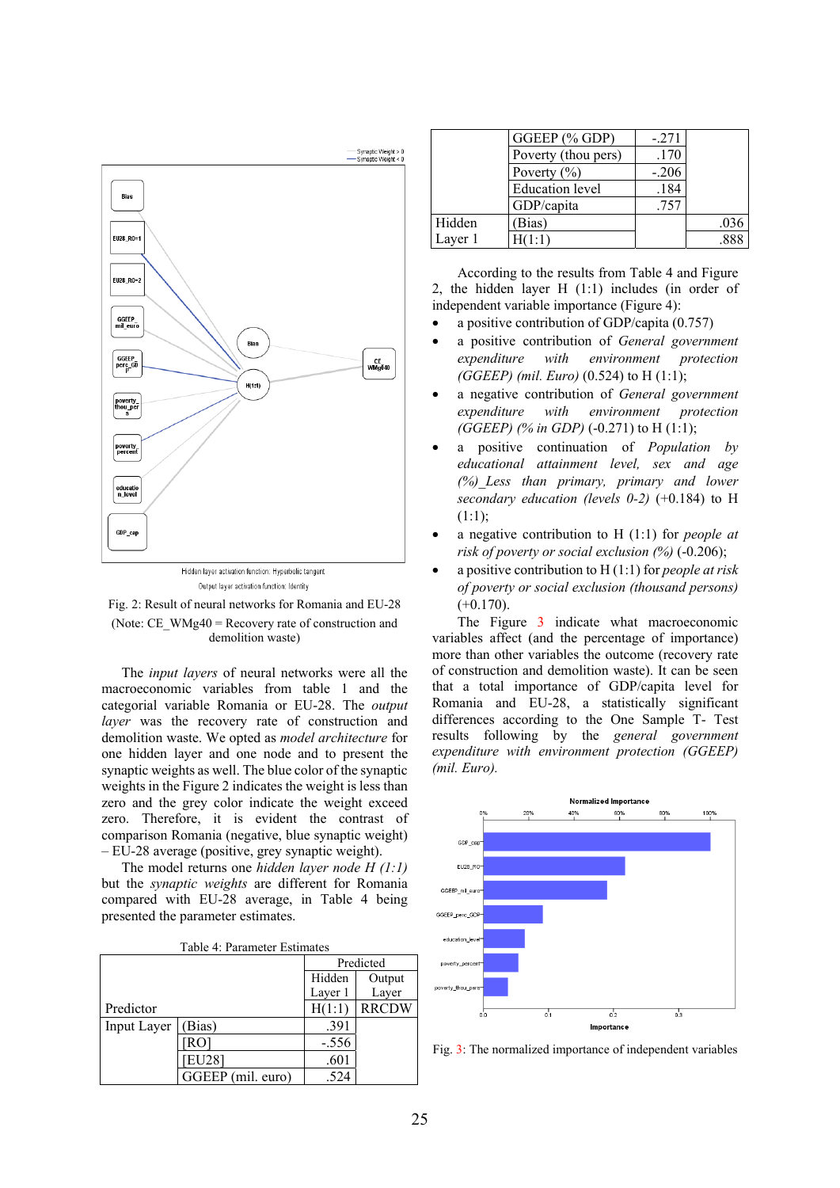Fig. 2: Result of neural networks for Romania and EU-28

(Note: CE_WMg40 = Recovery rate of construction and demolition waste)

The *input layers* of neural networks were all the macroeconomic variables from table 1 and the categorial variable Romania or EU-28. The *output layer* was the recovery rate of construction and demolition waste. We opted as *model architecture* for one hidden layer and one node and to present the synaptic weights as well. The blue color of the synaptic weights in the Figure 2 indicates the weight is less than zero and the grey color indicate the weight exceed zero. Therefore, it is evident the contrast of comparison Romania (negative, blue synaptic weight) – EU-28 average (positive, grey synaptic weight).

The model returns one *hidden layer node H (1:1)* but the *synaptic weights* are different for Romania compared with EU-28 average, in Table 4 being presented the parameter estimates.

Table 4: Parameter Estimates

| Predictor | | Predicted | |
|---|---|---|---|
| | | Hidden Layer 1 | Output Layer |
| | | H(1:1) | RRCDW |
| Input Layer | (Bias) | .391 | |
| | [RO] | -.556 | |
| | [EU28] | .601 | |
| | GGEEP (mil. euro) | .524 | |
| | GGEEP (% GDP) | -.271 | |
| | Poverty (thou pers) | .170 | |
| | Poverty (%) | -.206 | |
| | Education level | .184 | |
| | GDP/capita | .757 | |
| Hidden Layer 1 | (Bias) | | .036 |
| | H(1:1) | | .888 |

According to the results from Table 4 and Figure 2, the hidden layer H (1:1) includes (in order of independent variable importance (Figure 4):

- a positive contribution of GDP/capita (0.757)
- a positive contribution of *General government expenditure with environment protection (GGEEP) (mil. Euro)* (0.524) to H (1:1);
- a negative contribution of *General government expenditure with environment protection (GGEEP) (% in GDP)* (-0.271) to H (1:1);
- a positive continuation of *Population by educational attainment level, sex and age (%)_Less than primary, primary and lower secondary education (levels 0-2)* (+0.184) to H (1:1);
- a negative contribution to H (1:1) for *people at risk of poverty or social exclusion (%)* (-0.206);
- a positive contribution to H (1:1) for *people at risk of poverty or social exclusion (thousand persons)* (+0.170).

The Figure 3 indicate what macroeconomic variables affect (and the percentage of importance) more than other variables the outcome (recovery rate of construction and demolition waste). It can be seen that a total importance of GDP/capita level for Romania and EU-28, a statistically significant differences according to the One Sample T- Test results following by the *general government expenditure with environment protection (GGEEP) (mil. Euro).*

Fig. 3: The normalized importance of independent variables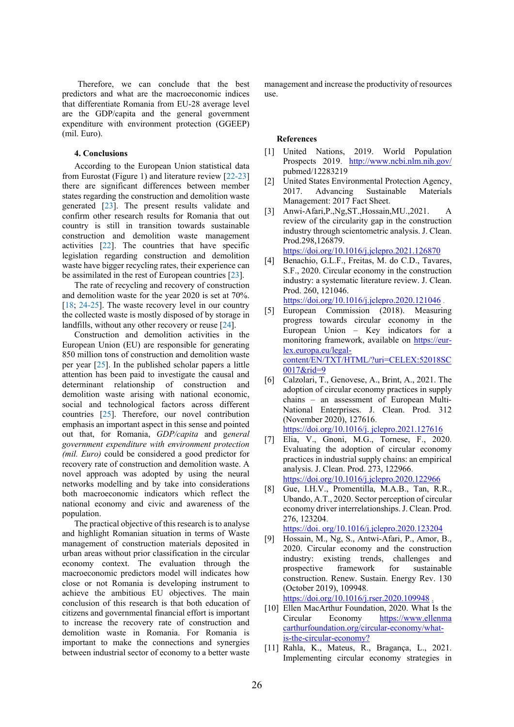Therefore, we can conclude that the best predictors and what are the macroeconomic indices that differentiate Romania from EU-28 average level are the GDP/capita and the general government expenditure with environment protection (GGEEP) (mil. Euro).

### 4. Conclusions

According to the European Union statistical data from Eurostat (Figure 1) and literature review [22-23] there are significant differences between member states regarding the construction and demolition waste generated [23]. The present results validate and confirm other research results for Romania that out country is still in transition towards sustainable construction and demolition waste management activities [22]. The countries that have specific legislation regarding construction and demolition waste have bigger recycling rates, their experience can be assimilated in the rest of European countries [23].

The rate of recycling and recovery of construction and demolition waste for the year 2020 is set at 70%. [18; 24-25]. The waste recovery level in our country the collected waste is mostly disposed of by storage in landfills, without any other recovery or reuse [24].

Construction and demolition activities in the European Union (EU) are responsible for generating 850 million tons of construction and demolition waste per year [25]. In the published scholar papers a little attention has been paid to investigate the causal and determinant relationship of construction and demolition waste arising with national economic, social and technological factors across different countries [25]. Therefore, our novel contribution emphasis an important aspect in this sense and pointed out that, for Romania, *GDP/capita* and *general government expenditure with environment protection (mil. Euro)* could be considered a good predictor for recovery rate of construction and demolition waste. A novel approach was adopted by using the neural networks modelling and by take into considerations both macroeconomic indicators which reflect the national economy and civic and awareness of the population.

The practical objective of this research is to analyse and highlight Romanian situation in terms of Waste management of construction materials deposited in urban areas without prior classification in the circular economy context. The evaluation through the macroeconomic predictors model will indicates how close or not Romania is developing instrument to achieve the ambitious EU objectives. The main conclusion of this research is that both education of citizens and governmental financial effort is important to increase the recovery rate of construction and demolition waste in Romania. For Romania is important to make the connections and synergies between industrial sector of economy to a better waste management and increase the productivity of resources use.

### References

[1] United Nations, 2019. World Population Prospects 2019. http://www.ncbi.nlm.nih.gov/pubmed/12283219

[2] United States Environmental Protection Agency, 2017. Advancing Sustainable Materials Management: 2017 Fact Sheet.

[3] Anwi-Afari,P.,Ng,ST.,Hossain,MU.,2021. A review of the circularity gap in the construction industry through scientometric analysis. J. Clean. Prod.298,126879. https://doi.org/10.1016/j.jclepro.2021.126870

[4] Benachio, G.L.F., Freitas, M. do C.D., Tavares, S.F., 2020. Circular economy in the construction industry: a systematic literature review. J. Clean. Prod. 260, 121046. https://doi.org/10.1016/j.jclepro.2020.121046 .

[5] European Commission (2018). Measuring progress towards circular economy in the European Union – Key indicators for a monitoring framework, available on https://eur-lex.europa.eu/legal-content/EN/TXT/HTML/?uri=CELEX:52018SC0017&rid=9

[6] Calzolari, T., Genovese, A., Brint, A., 2021. The adoption of circular economy practices in supply chains – an assessment of European Multi-National Enterprises. J. Clean. Prod. 312 (November 2020), 127616. https://doi.org/10.1016/j. jclepro.2021.127616

[7] Elia, V., Gnoni, M.G., Tornese, F., 2020. Evaluating the adoption of circular economy practices in industrial supply chains: an empirical analysis. J. Clean. Prod. 273, 122966. https://doi.org/10.1016/j.jclepro.2020.122966

[8] Gue, I.H.V., Promentilla, M.A.B., Tan, R.R., Ubando, A.T., 2020. Sector perception of circular economy driver interrelationships. J. Clean. Prod. 276, 123204. https://doi. org/10.1016/j.jclepro.2020.123204

[9] Hossain, M., Ng, S., Antwi-Afari, P., Amor, B., 2020. Circular economy and the construction industry: existing trends, challenges and prospective framework for sustainable construction. Renew. Sustain. Energy Rev. 130 (October 2019), 109948. https://doi.org/10.1016/j.rser.2020.109948 .

[10] Ellen MacArthur Foundation, 2020. What Is the Circular Economy https://www.ellenmacarthurfoundation.org/circular-economy/what-is-the-circular-economy?

[11] Rahla, K., Mateus, R., Bragança, L., 2021. Implementing circular economy strategies in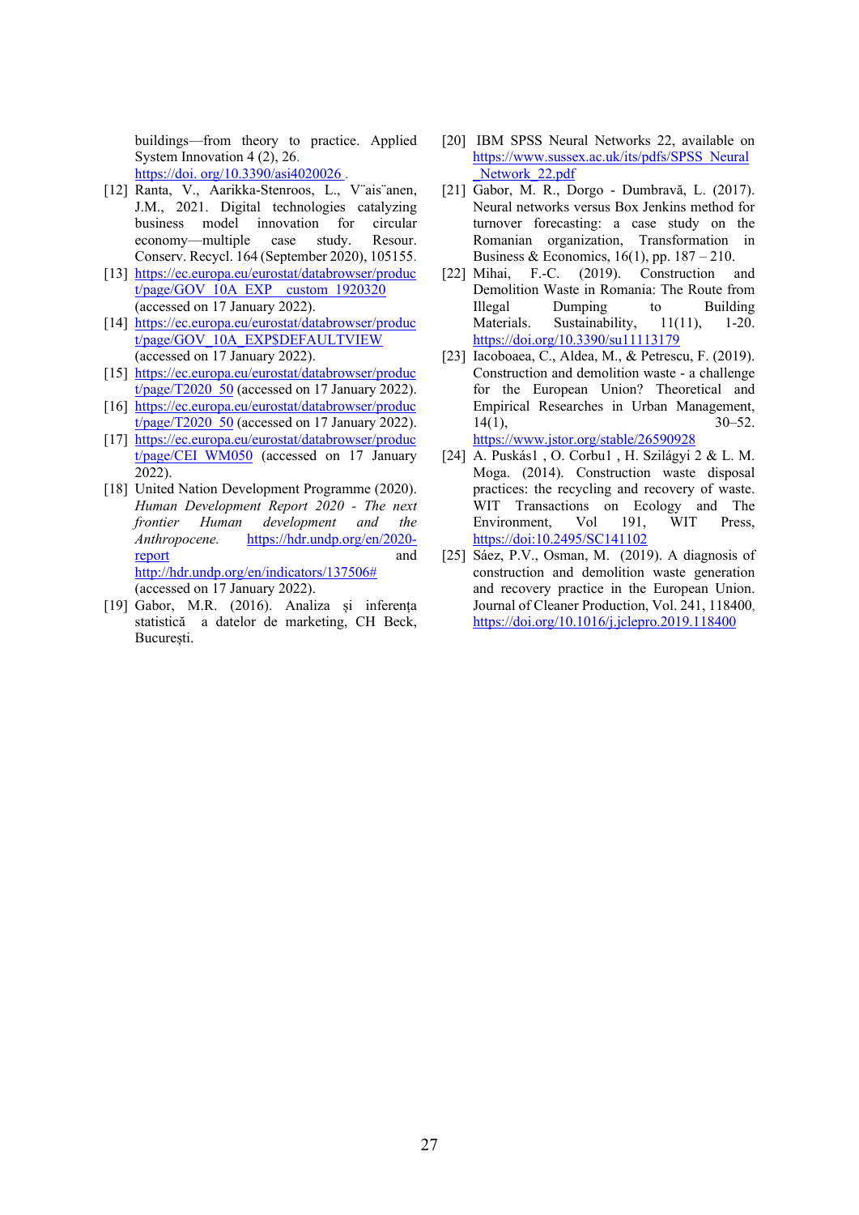buildings—from theory to practice. Applied System Innovation 4 (2), 26. https://doi. org/10.3390/asi4020026 .

[12] Ranta, V., Aarikka-Stenroos, L., V¨ais¨anen, J.M., 2021. Digital technologies catalyzing business model innovation for circular economy—multiple case study. Resour. Conserv. Recycl. 164 (September 2020), 105155.

[13] https://ec.europa.eu/eurostat/databrowser/product/page/GOV_10A_EXP__custom_1920320 (accessed on 17 January 2022).

[14] https://ec.europa.eu/eurostat/databrowser/product/page/GOV_10A_EXP$DEFAULTVIEW (accessed on 17 January 2022).

[15] https://ec.europa.eu/eurostat/databrowser/product/page/T2020_50 (accessed on 17 January 2022).

[16] https://ec.europa.eu/eurostat/databrowser/product/page/T2020_50 (accessed on 17 January 2022).

[17] https://ec.europa.eu/eurostat/databrowser/product/page/CEI_WM050 (accessed on 17 January 2022).

[18] United Nation Development Programme (2020). *Human Development Report 2020 - The next frontier Human development and the Anthropocene.* https://hdr.undp.org/en/2020-report and http://hdr.undp.org/en/indicators/137506# (accessed on 17 January 2022).

[19] Gabor, M.R. (2016). Analiza și inferența statistică a datelor de marketing, CH Beck, București.

[20] IBM SPSS Neural Networks 22, available on https://www.sussex.ac.uk/its/pdfs/SPSS_Neural_Network_22.pdf

[21] Gabor, M. R., Dorgo - Dumbravă, L. (2017). Neural networks versus Box Jenkins method for turnover forecasting: a case study on the Romanian organization, Transformation in Business & Economics, 16(1), pp. 187 – 210.

[22] Mihai, F.-C. (2019). Construction and Demolition Waste in Romania: The Route from Illegal Dumping to Building Materials. Sustainability, 11(11), 1-20. https://doi.org/10.3390/su11113179

[23] Iacoboaea, C., Aldea, M., & Petrescu, F. (2019). Construction and demolition waste - a challenge for the European Union? Theoretical and Empirical Researches in Urban Management, 14(1), 30–52. https://www.jstor.org/stable/26590928

[24] A. Puskás1 , O. Corbu1 , H. Szilágyi 2 & L. M. Moga. (2014). Construction waste disposal practices: the recycling and recovery of waste. WIT Transactions on Ecology and The Environment, Vol 191, WIT Press, https://doi:10.2495/SC141102

[25] Sáez, P.V., Osman, M. (2019). A diagnosis of construction and demolition waste generation and recovery practice in the European Union. Journal of Cleaner Production, Vol. 241, 118400, https://doi.org/10.1016/j.jclepro.2019.118400